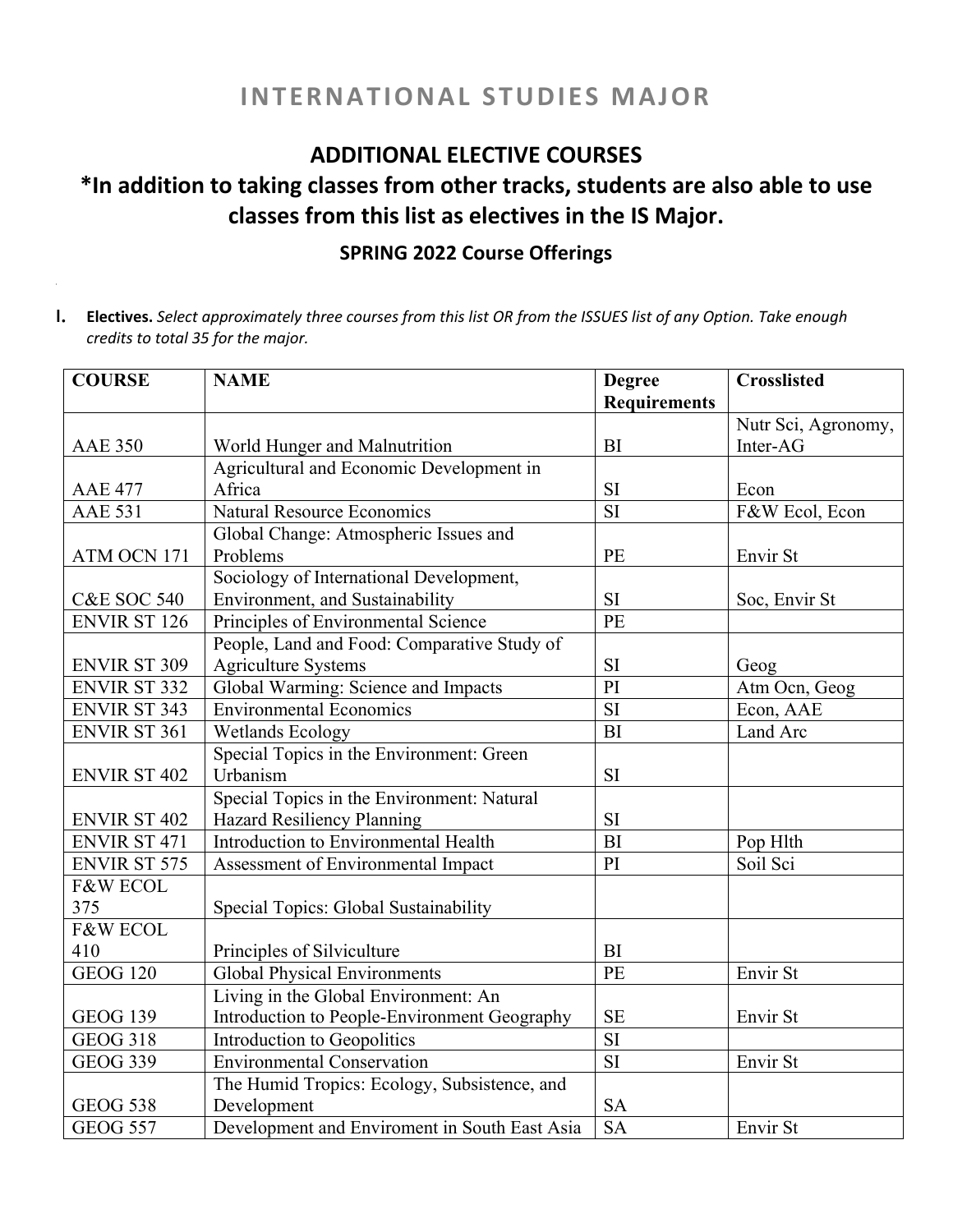# INTERNATIONAL STUDIES MAJOR

## ADDITIONAL ELECTIVE COURSES

## *In addition to taking classes from other tracks, students are also able to use classes from this list as electives in the IS Major.

### SPRING 2022 Course Offerings

I. **Electives.** *Select approximately three courses from this list OR from the ISSUES list of any Option. Take enough credits to total 35 for the major.*

| COURSE | NAME | Degree Requirements | Crosslisted |
|---|---|---|---|
| AAE 350 | World Hunger and Malnutrition | BI | Nutr Sci, Agronomy, Inter-AG |
| AAE 477 | Agricultural and Economic Development in Africa | SI | Econ |
| AAE 531 | Natural Resource Economics | SI | F&W Ecol, Econ |
| ATM OCN 171 | Global Change: Atmospheric Issues and Problems | PE | Envir St |
| C&E SOC 540 | Sociology of International Development, Environment, and Sustainability | SI | Soc, Envir St |
| ENVIR ST 126 | Principles of Environmental Science | PE | |
| ENVIR ST 309 | People, Land and Food: Comparative Study of Agriculture Systems | SI | Geog |
| ENVIR ST 332 | Global Warming: Science and Impacts | PI | Atm Ocn, Geog |
| ENVIR ST 343 | Environmental Economics | SI | Econ, AAE |
| ENVIR ST 361 | Wetlands Ecology | BI | Land Arc |
| ENVIR ST 402 | Special Topics in the Environment: Green Urbanism | SI | |
| ENVIR ST 402 | Special Topics in the Environment: Natural Hazard Resiliency Planning | SI | |
| ENVIR ST 471 | Introduction to Environmental Health | BI | Pop Hlth |
| ENVIR ST 575 | Assessment of Environmental Impact | PI | Soil Sci |
| F&W ECOL 375 | Special Topics: Global Sustainability | | |
| F&W ECOL 410 | Principles of Silviculture | BI | |
| GEOG 120 | Global Physical Environments | PE | Envir St |
| GEOG 139 | Living in the Global Environment: An Introduction to People-Environment Geography | SE | Envir St |
| GEOG 318 | Introduction to Geopolitics | SI | |
| GEOG 339 | Environmental Conservation | SI | Envir St |
| GEOG 538 | The Humid Tropics: Ecology, Subsistence, and Development | SA | |
| GEOG 557 | Development and Enviroment in South East Asia | SA | Envir St |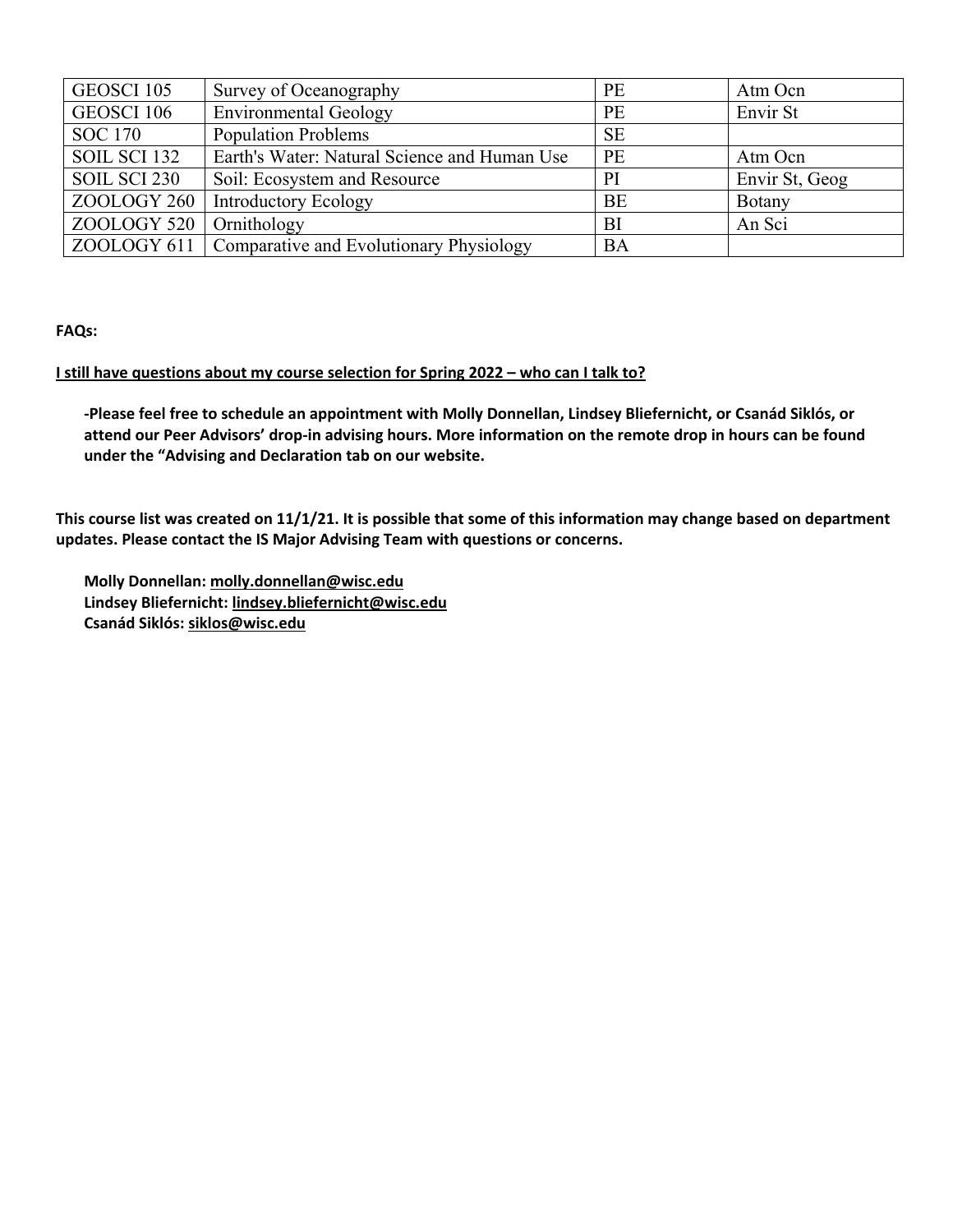| | | | |
|---|---|---|---|
| GEOSCI 105 | Survey of Oceanography | PE | Atm Ocn |
| GEOSCI 106 | Environmental Geology | PE | Envir St |
| SOC 170 | Population Problems | SE | |
| SOIL SCI 132 | Earth's Water: Natural Science and Human Use | PE | Atm Ocn |
| SOIL SCI 230 | Soil: Ecosystem and Resource | PI | Envir St, Geog |
| ZOOLOGY 260 | Introductory Ecology | BE | Botany |
| ZOOLOGY 520 | Ornithology | BI | An Sci |
| ZOOLOGY 611 | Comparative and Evolutionary Physiology | BA | |

**FAQs:**

**I still have questions about my course selection for Spring 2022 – who can I talk to?**

**-Please feel free to schedule an appointment with Molly Donnellan, Lindsey Bliefernicht, or Csanád Siklós, or attend our Peer Advisors' drop-in advising hours. More information on the remote drop in hours can be found under the "Advising and Declaration tab on our website.**

**This course list was created on 11/1/21. It is possible that some of this information may change based on department updates. Please contact the IS Major Advising Team with questions or concerns.**

**Molly Donnellan: molly.donnellan@wisc.edu**
**Lindsey Bliefernicht: lindsey.bliefernicht@wisc.edu**
**Csanád Siklós: siklos@wisc.edu**